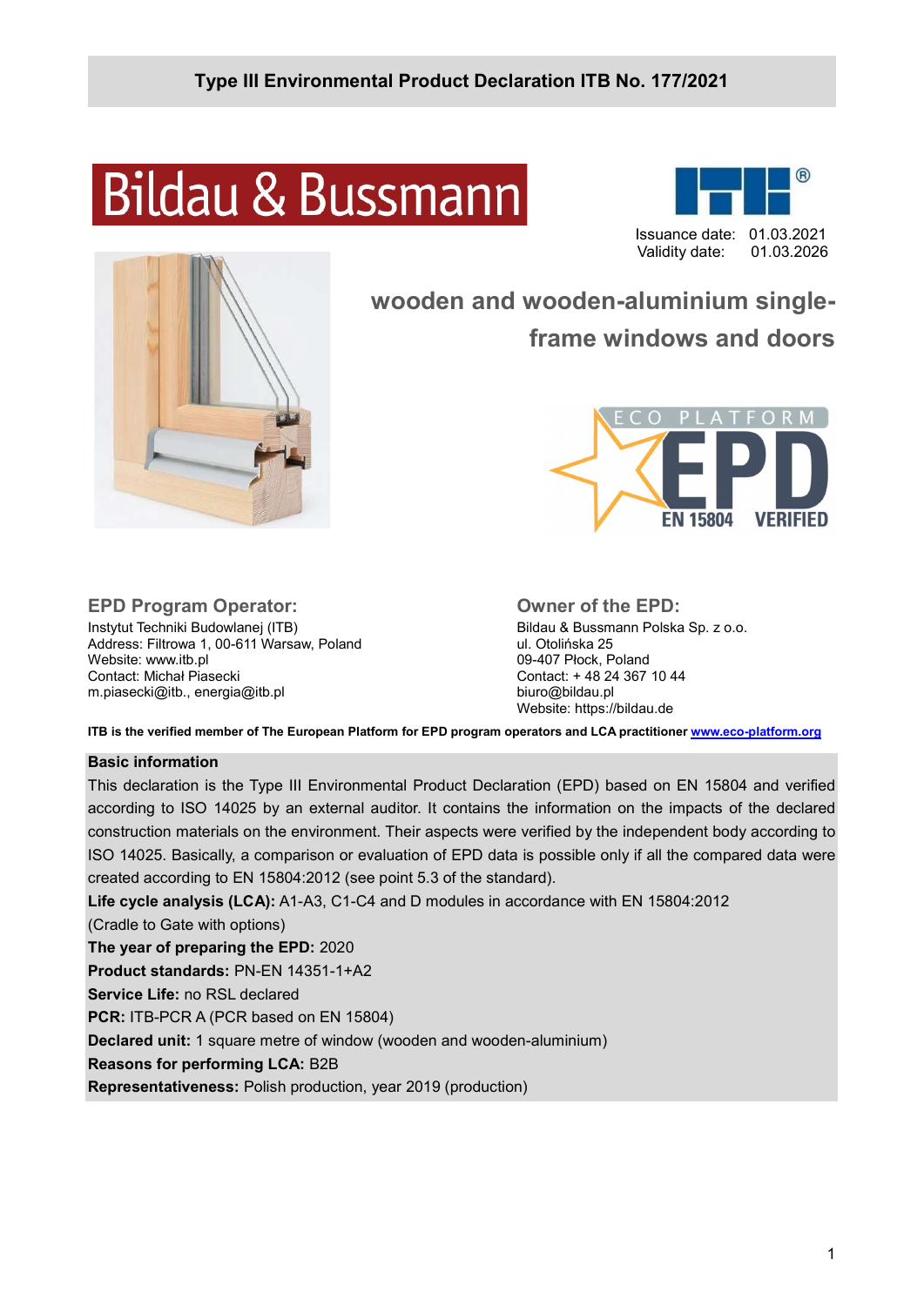# Type III Environmental Product Declaration ITB No. 177/2021

Bildau & Bussmann

Issuance date: 01.03.2021
Validity date: 01.03.2026

## wooden and wooden-aluminium single-frame windows and doors

ECO PLATFORM EPD EN 15804 VERIFIED

### EPD Program Operator:

Instytut Techniki Budowlanej (ITB)
Address: Filtrowa 1, 00-611 Warsaw, Poland
Website: www.itb.pl
Contact: Michał Piasecki
m.piasecki@itb., energia@itb.pl

### Owner of the EPD:

Bildau & Bussmann Polska Sp. z o.o.
ul. Otolińska 25
09-407 Płock, Poland
Contact: + 48 24 367 10 44
biuro@bildau.pl
Website: https://bildau.de

**ITB is the verified member of The European Platform for EPD program operators and LCA practitioner www.eco-platform.org**

**Basic information**

This declaration is the Type III Environmental Product Declaration (EPD) based on EN 15804 and verified according to ISO 14025 by an external auditor. It contains the information on the impacts of the declared construction materials on the environment. Their aspects were verified by the independent body according to ISO 14025. Basically, a comparison or evaluation of EPD data is possible only if all the compared data were created according to EN 15804:2012 (see point 5.3 of the standard).

**Life cycle analysis (LCA):** A1-A3, C1-C4 and D modules in accordance with EN 15804:2012 (Cradle to Gate with options)

**The year of preparing the EPD:** 2020

**Product standards:** PN-EN 14351-1+A2

**Service Life:** no RSL declared

**PCR:** ITB-PCR A (PCR based on EN 15804)

**Declared unit:** 1 square metre of window (wooden and wooden-aluminium)

**Reasons for performing LCA:** B2B

**Representativeness:** Polish production, year 2019 (production)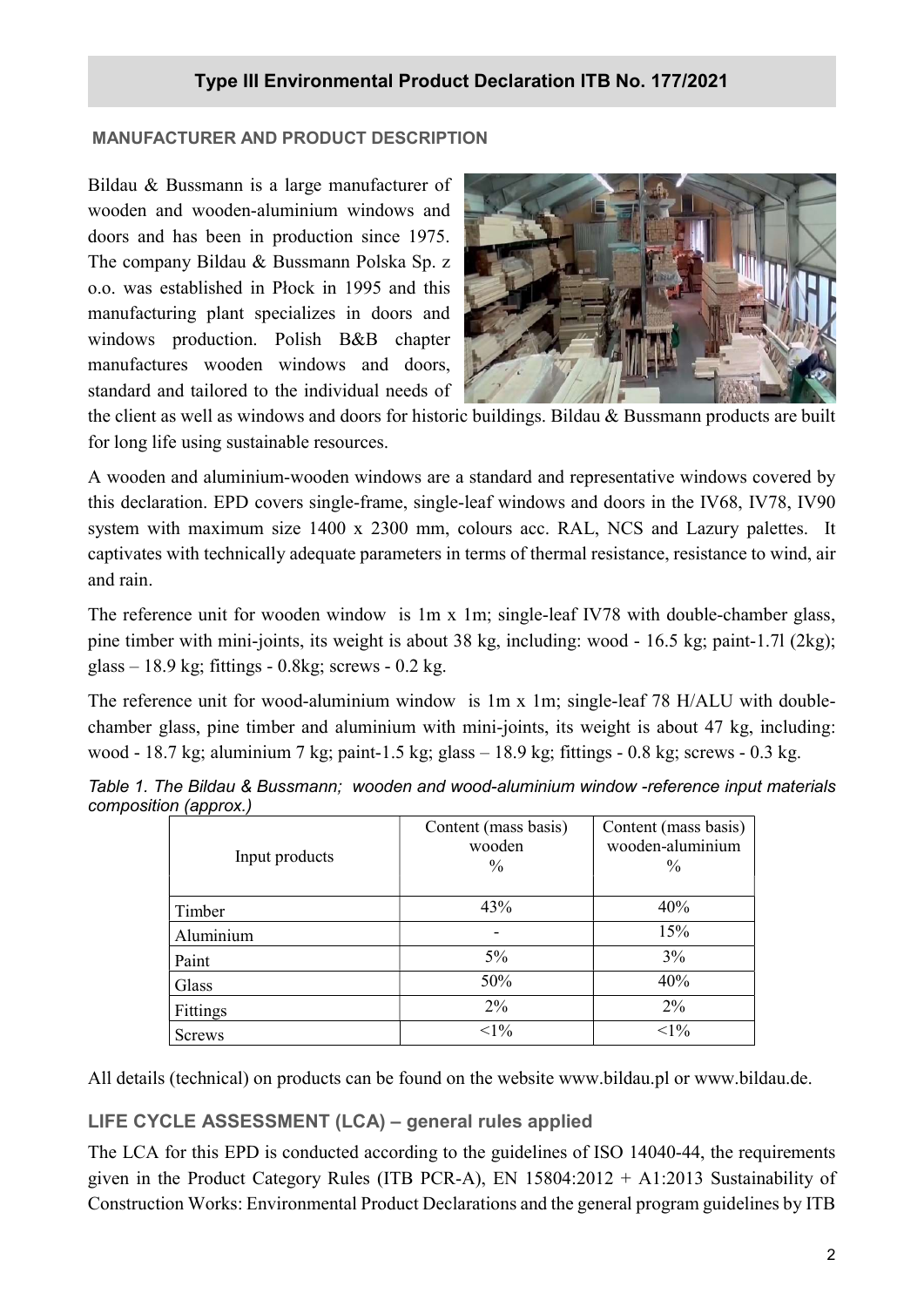## Type III Environmental Product Declaration ITB No. 177/2021

### MANUFACTURER AND PRODUCT DESCRIPTION

Bildau & Bussmann is a large manufacturer of wooden and wooden-aluminium windows and doors and has been in production since 1975. The company Bildau & Bussmann Polska Sp. z o.o. was established in Płock in 1995 and this manufacturing plant specializes in doors and windows production. Polish B&B chapter manufactures wooden windows and doors, standard and tailored to the individual needs of the client as well as windows and doors for historic buildings. Bildau & Bussmann products are built for long life using sustainable resources.

A wooden and aluminium-wooden windows are a standard and representative windows covered by this declaration. EPD covers single-frame, single-leaf windows and doors in the IV68, IV78, IV90 system with maximum size 1400 x 2300 mm, colours acc. RAL, NCS and Lazury palettes. It captivates with technically adequate parameters in terms of thermal resistance, resistance to wind, air and rain.

The reference unit for wooden window is 1m x 1m; single-leaf IV78 with double-chamber glass, pine timber with mini-joints, its weight is about 38 kg, including: wood - 16.5 kg; paint-1.7l (2kg); glass – 18.9 kg; fittings - 0.8kg; screws - 0.2 kg.

The reference unit for wood-aluminium window is 1m x 1m; single-leaf 78 H/ALU with double-chamber glass, pine timber and aluminium with mini-joints, its weight is about 47 kg, including: wood - 18.7 kg; aluminium 7 kg; paint-1.5 kg; glass – 18.9 kg; fittings - 0.8 kg; screws - 0.3 kg.

*Table 1. The Bildau & Bussmann; wooden and wood-aluminium window -reference input materials composition (approx.)*

| Input products | Content (mass basis) wooden % | Content (mass basis) wooden-aluminium % |
|---|---|---|
| Timber | 43% | 40% |
| Aluminium | - | 15% |
| Paint | 5% | 3% |
| Glass | 50% | 40% |
| Fittings | 2% | 2% |
| Screws | <1% | <1% |

All details (technical) on products can be found on the website www.bildau.pl or www.bildau.de.

### LIFE CYCLE ASSESSMENT (LCA) – general rules applied

The LCA for this EPD is conducted according to the guidelines of ISO 14040-44, the requirements given in the Product Category Rules (ITB PCR-A), EN 15804:2012 + A1:2013 Sustainability of Construction Works: Environmental Product Declarations and the general program guidelines by ITB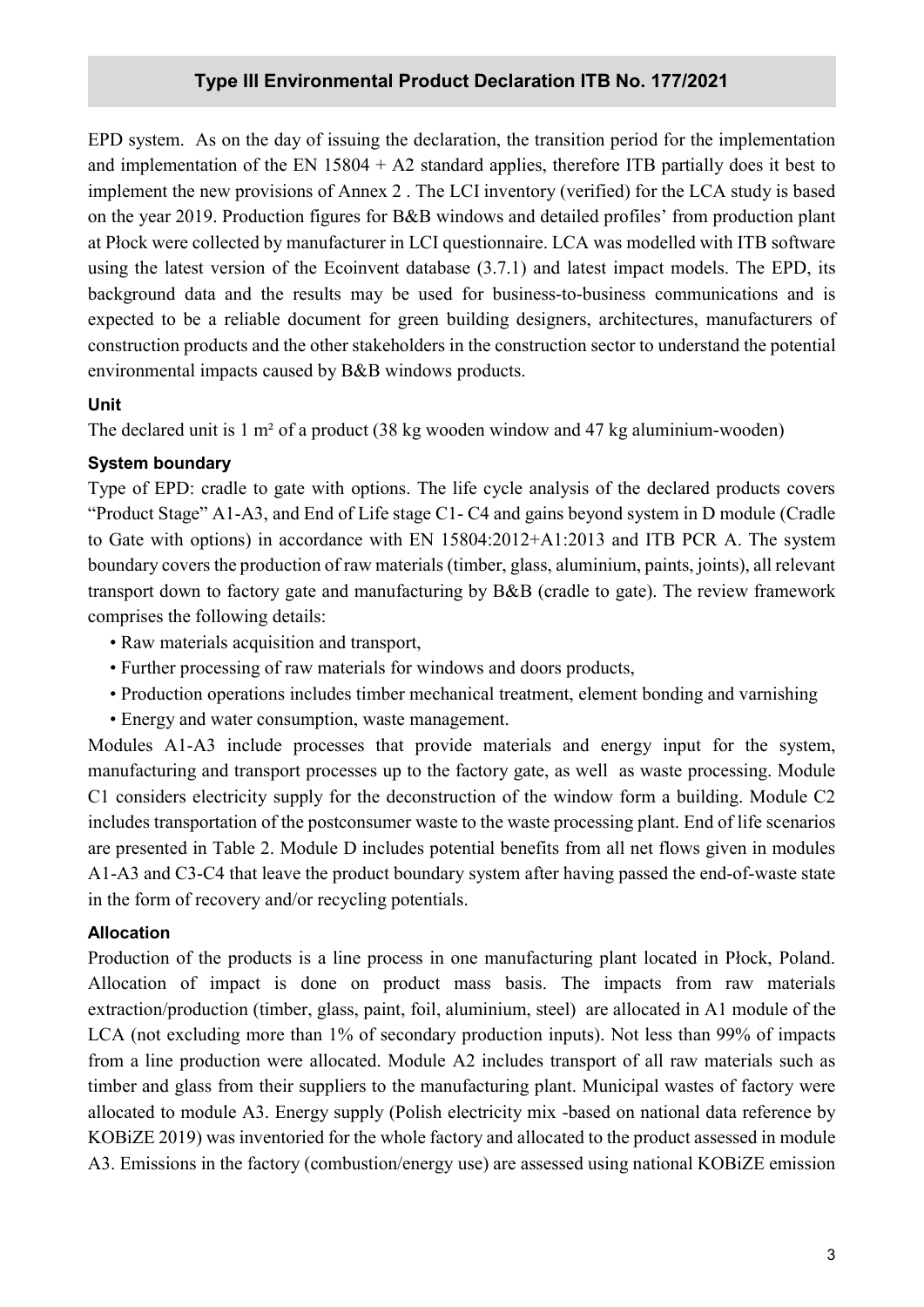EPD system. As on the day of issuing the declaration, the transition period for the implementation and implementation of the EN 15804 + A2 standard applies, therefore ITB partially does it best to implement the new provisions of Annex 2 . The LCI inventory (verified) for the LCA study is based on the year 2019. Production figures for B&B windows and detailed profiles' from production plant at Płock were collected by manufacturer in LCI questionnaire. LCA was modelled with ITB software using the latest version of the Ecoinvent database (3.7.1) and latest impact models. The EPD, its background data and the results may be used for business-to-business communications and is expected to be a reliable document for green building designers, architectures, manufacturers of construction products and the other stakeholders in the construction sector to understand the potential environmental impacts caused by B&B windows products.

### Unit

The declared unit is 1 m² of a product (38 kg wooden window and 47 kg aluminium-wooden)

### System boundary

Type of EPD: cradle to gate with options. The life cycle analysis of the declared products covers "Product Stage" A1-A3, and End of Life stage C1- C4 and gains beyond system in D module (Cradle to Gate with options) in accordance with EN 15804:2012+A1:2013 and ITB PCR A. The system boundary covers the production of raw materials (timber, glass, aluminium, paints, joints), all relevant transport down to factory gate and manufacturing by B&B (cradle to gate). The review framework comprises the following details:

- Raw materials acquisition and transport,
- Further processing of raw materials for windows and doors products,
- Production operations includes timber mechanical treatment, element bonding and varnishing
- Energy and water consumption, waste management.

Modules A1-A3 include processes that provide materials and energy input for the system, manufacturing and transport processes up to the factory gate, as well as waste processing. Module C1 considers electricity supply for the deconstruction of the window form a building. Module C2 includes transportation of the postconsumer waste to the waste processing plant. End of life scenarios are presented in Table 2. Module D includes potential benefits from all net flows given in modules A1-A3 and C3-C4 that leave the product boundary system after having passed the end-of-waste state in the form of recovery and/or recycling potentials.

### Allocation

Production of the products is a line process in one manufacturing plant located in Płock, Poland. Allocation of impact is done on product mass basis. The impacts from raw materials extraction/production (timber, glass, paint, foil, aluminium, steel) are allocated in A1 module of the LCA (not excluding more than 1% of secondary production inputs). Not less than 99% of impacts from a line production were allocated. Module A2 includes transport of all raw materials such as timber and glass from their suppliers to the manufacturing plant. Municipal wastes of factory were allocated to module A3. Energy supply (Polish electricity mix -based on national data reference by KOBiZE 2019) was inventoried for the whole factory and allocated to the product assessed in module A3. Emissions in the factory (combustion/energy use) are assessed using national KOBiZE emission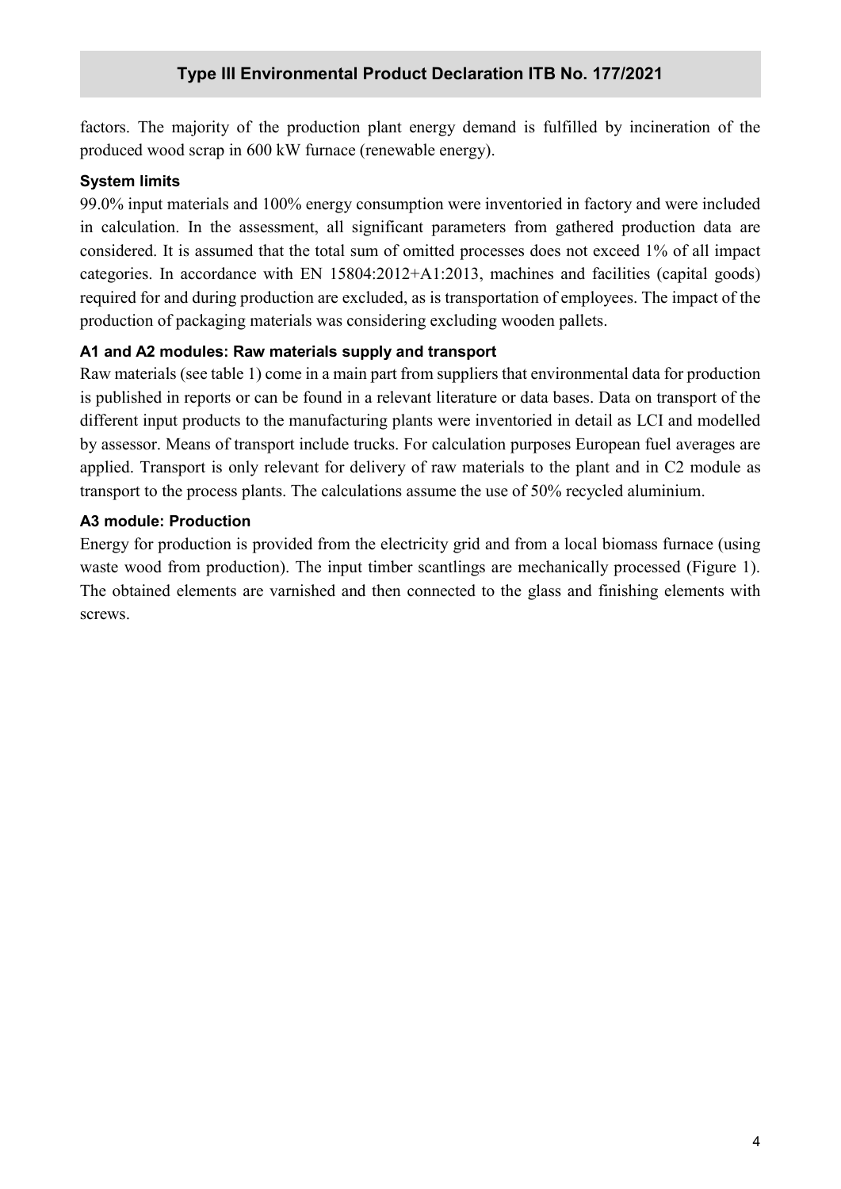factors. The majority of the production plant energy demand is fulfilled by incineration of the produced wood scrap in 600 kW furnace (renewable energy).

### System limits

99.0% input materials and 100% energy consumption were inventoried in factory and were included in calculation. In the assessment, all significant parameters from gathered production data are considered. It is assumed that the total sum of omitted processes does not exceed 1% of all impact categories. In accordance with EN 15804:2012+A1:2013, machines and facilities (capital goods) required for and during production are excluded, as is transportation of employees. The impact of the production of packaging materials was considering excluding wooden pallets.

### A1 and A2 modules: Raw materials supply and transport

Raw materials (see table 1) come in a main part from suppliers that environmental data for production is published in reports or can be found in a relevant literature or data bases. Data on transport of the different input products to the manufacturing plants were inventoried in detail as LCI and modelled by assessor. Means of transport include trucks. For calculation purposes European fuel averages are applied. Transport is only relevant for delivery of raw materials to the plant and in C2 module as transport to the process plants. The calculations assume the use of 50% recycled aluminium.

### A3 module: Production

Energy for production is provided from the electricity grid and from a local biomass furnace (using waste wood from production). The input timber scantlings are mechanically processed (Figure 1). The obtained elements are varnished and then connected to the glass and finishing elements with screws.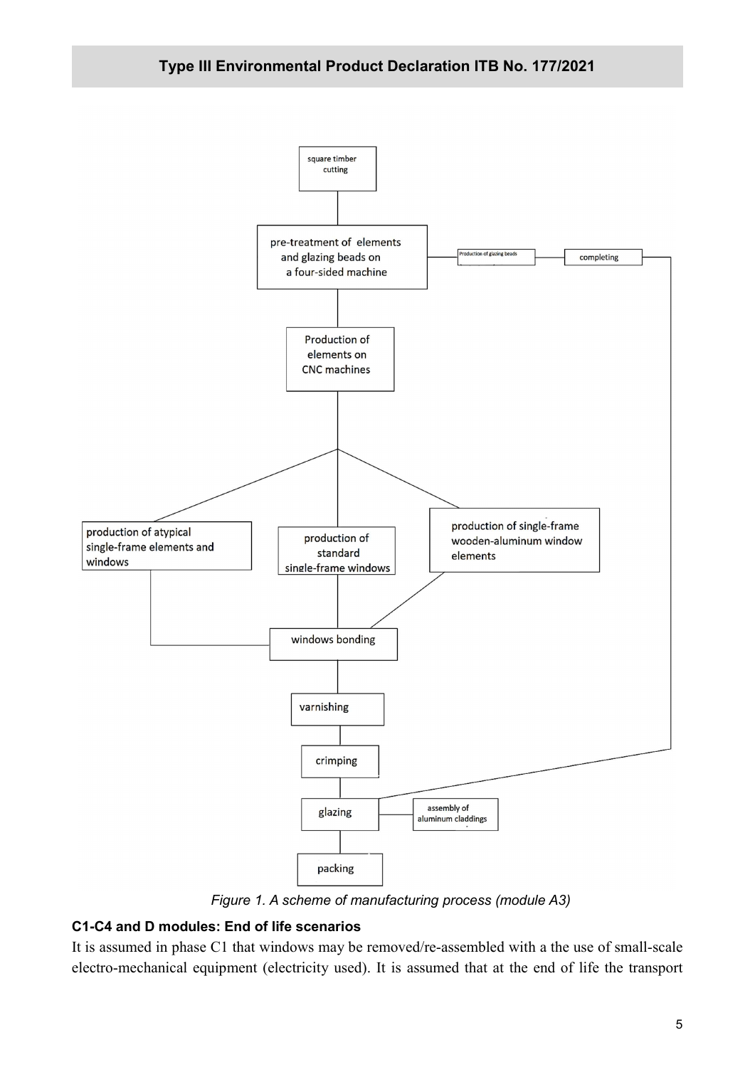square timber cutting

pre-treatment of elements and glazing beads on a four-sided machine

Production of glazing beads

completing

Production of elements on CNC machines

production of atypical single-frame elements and windows

production of standard single-frame windows

production of single-frame wooden-aluminum window elements

windows bonding

varnishing

crimping

glazing

assembly of aluminum claddings

packing

*Figure 1. A scheme of manufacturing process (module A3)*

**C1-C4 and D modules: End of life scenarios**

It is assumed in phase C1 that windows may be removed/re-assembled with a the use of small-scale electro-mechanical equipment (electricity used). It is assumed that at the end of life the transport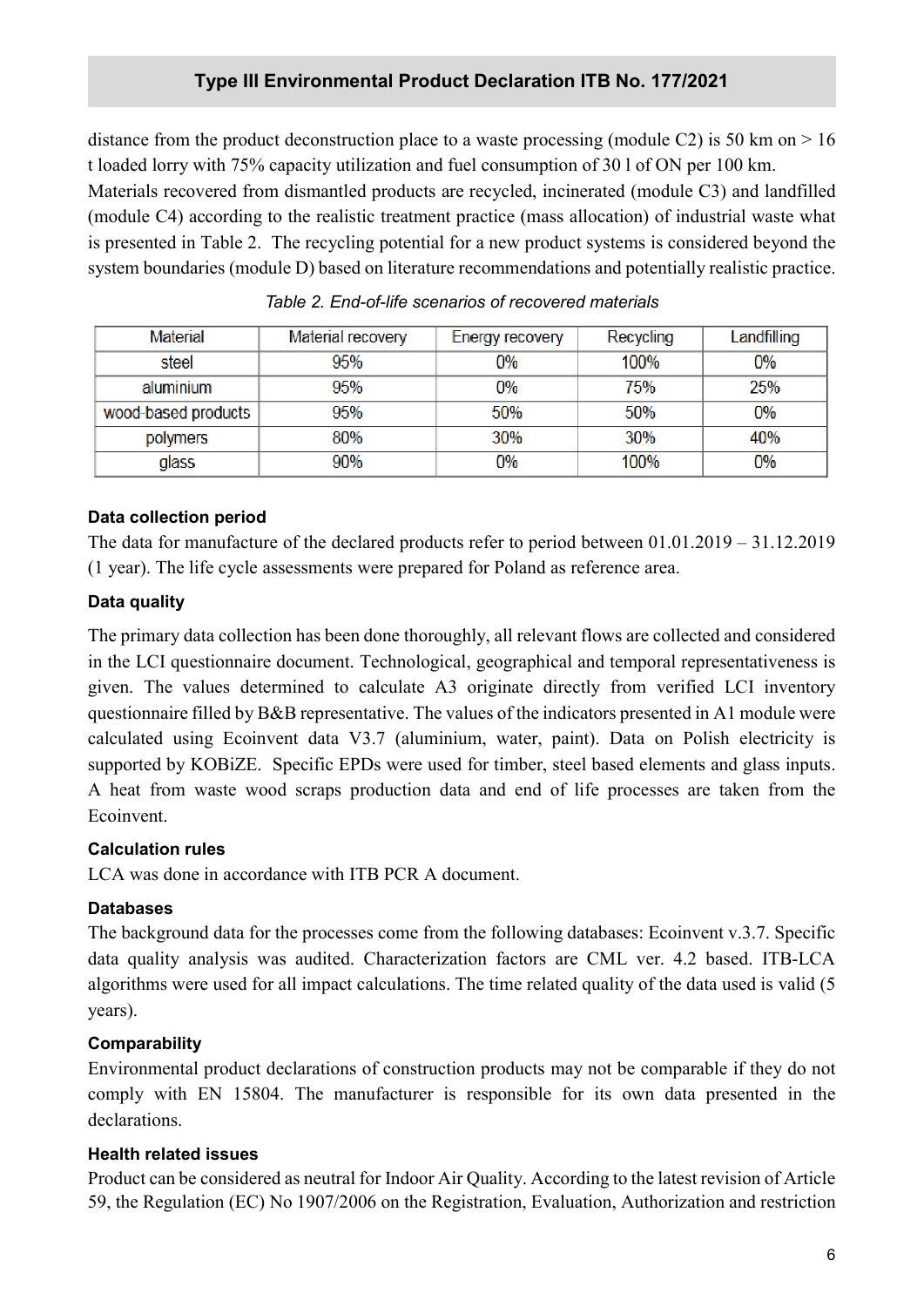distance from the product deconstruction place to a waste processing (module C2) is 50 km on > 16 t loaded lorry with 75% capacity utilization and fuel consumption of 30 l of ON per 100 km.
Materials recovered from dismantled products are recycled, incinerated (module C3) and landfilled (module C4) according to the realistic treatment practice (mass allocation) of industrial waste what is presented in Table 2. The recycling potential for a new product systems is considered beyond the system boundaries (module D) based on literature recommendations and potentially realistic practice.

*Table 2. End-of-life scenarios of recovered materials*

| Material | Material recovery | Energy recovery | Recycling | Landfilling |
|---|---|---|---|---|
| steel | 95% | 0% | 100% | 0% |
| aluminium | 95% | 0% | 75% | 25% |
| wood-based products | 95% | 50% | 50% | 0% |
| polymers | 80% | 30% | 30% | 40% |
| glass | 90% | 0% | 100% | 0% |

**Data collection period**

The data for manufacture of the declared products refer to period between 01.01.2019 – 31.12.2019 (1 year). The life cycle assessments were prepared for Poland as reference area.

**Data quality**

The primary data collection has been done thoroughly, all relevant flows are collected and considered in the LCI questionnaire document. Technological, geographical and temporal representativeness is given. The values determined to calculate A3 originate directly from verified LCI inventory questionnaire filled by B&B representative. The values of the indicators presented in A1 module were calculated using Ecoinvent data V3.7 (aluminium, water, paint). Data on Polish electricity is supported by KOBiZE. Specific EPDs were used for timber, steel based elements and glass inputs. A heat from waste wood scraps production data and end of life processes are taken from the Ecoinvent.

**Calculation rules**

LCA was done in accordance with ITB PCR A document.

**Databases**

The background data for the processes come from the following databases: Ecoinvent v.3.7. Specific data quality analysis was audited. Characterization factors are CML ver. 4.2 based. ITB-LCA algorithms were used for all impact calculations. The time related quality of the data used is valid (5 years).

**Comparability**

Environmental product declarations of construction products may not be comparable if they do not comply with EN 15804. The manufacturer is responsible for its own data presented in the declarations.

**Health related issues**

Product can be considered as neutral for Indoor Air Quality. According to the latest revision of Article 59, the Regulation (EC) No 1907/2006 on the Registration, Evaluation, Authorization and restriction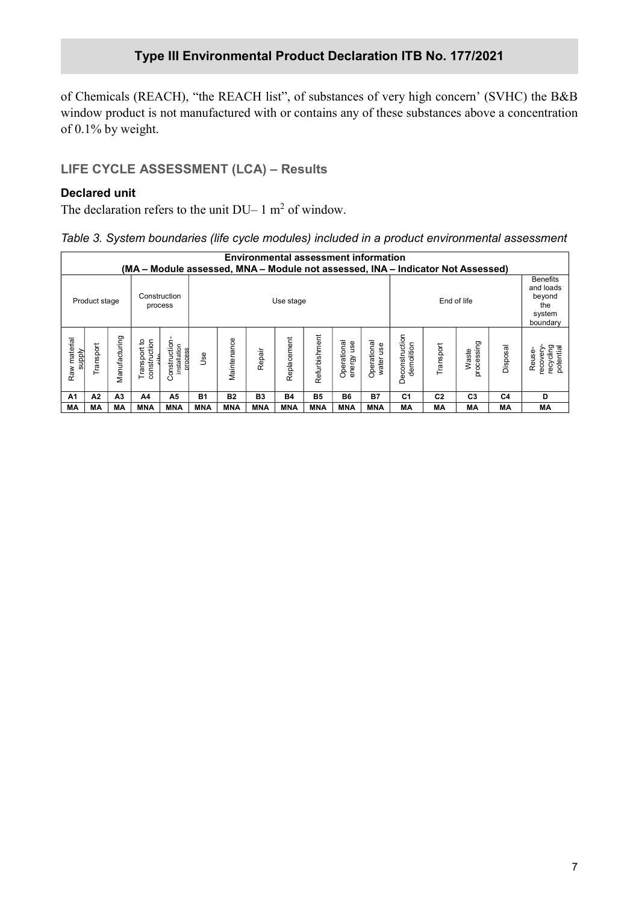of Chemicals (REACH), "the REACH list", of substances of very high concern' (SVHC) the B&B window product is not manufactured with or contains any of these substances above a concentration of 0.1% by weight.

## LIFE CYCLE ASSESSMENT (LCA) – Results

### Declared unit

The declaration refers to the unit DU– 1 m$^2$ of window.

*Table 3. System boundaries (life cycle modules) included in a product environmental assessment*

| Environmental assessment information (MA – Module assessed, MNA – Module not assessed, INA – Indicator Not Assessed) | | | | | | | | | | | | | | | | |
|---|---|---|---|---|---|---|---|---|---|---|---|---|---|---|---|---|
| Product stage | | | Construction process | | Use stage | | | | | | | End of life | | | | Benefits and loads beyond the system boundary |
| Raw material supply | Transport | Manufacturing | Transport to construction site | Construction-installation process | Use | Maintenance | Repair | Replacement | Refurbishment | Operational energy use | Operational water use | Deconstruction demolition | Transport | Waste processing | Disposal | Reuse-recovery-recycling potential |
| A1 | A2 | A3 | A4 | A5 | B1 | B2 | B3 | B4 | B5 | B6 | B7 | C1 | C2 | C3 | C4 | D |
| MA | MA | MA | MNA | MNA | MNA | MNA | MNA | MNA | MNA | MNA | MNA | MA | MA | MA | MA | MA |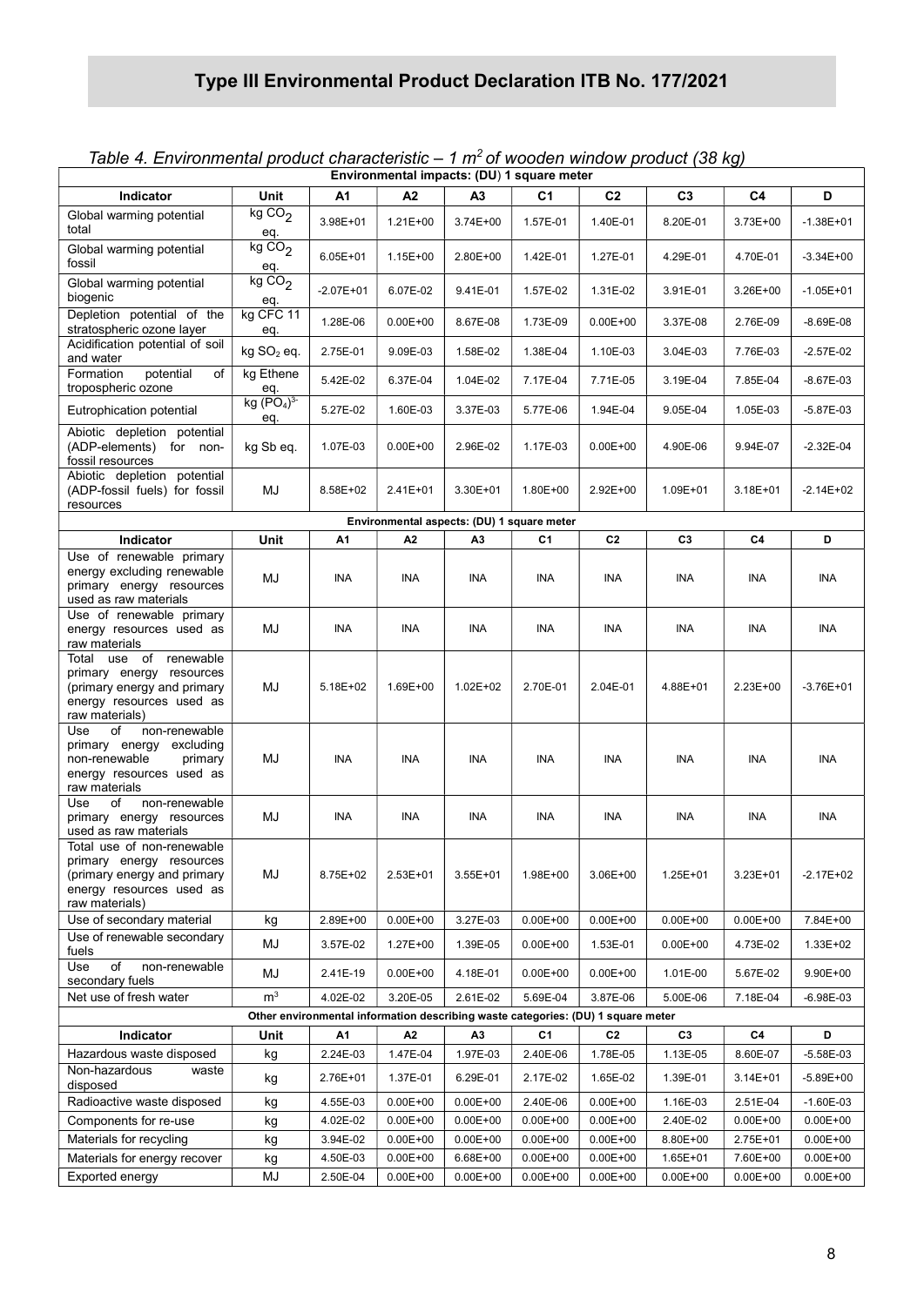# Type III Environmental Product Declaration ITB No. 177/2021

*Table 4. Environmental product characteristic – 1 $m^2$ of wooden window product (38 kg)*

| Environmental impacts: (DU) 1 square meter | | | | | | | | | |
|---|---|---|---|---|---|---|---|---|---|
| **Indicator** | **Unit** | **A1** | **A2** | **A3** | **C1** | **C2** | **C3** | **C4** | **D** |
| Global warming potential total | kg $CO_2$ eq. | 3.98E+01 | 1.21E+00 | 3.74E+00 | 1.57E-01 | 1.40E-01 | 8.20E-01 | 3.73E+00 | -1.38E+01 |
| Global warming potential fossil | kg $CO_2$ eq. | 6.05E+01 | 1.15E+00 | 2.80E+00 | 1.42E-01 | 1.27E-01 | 4.29E-01 | 4.70E-01 | -3.34E+00 |
| Global warming potential biogenic | kg $CO_2$ eq. | -2.07E+01 | 6.07E-02 | 9.41E-01 | 1.57E-02 | 1.31E-02 | 3.91E-01 | 3.26E+00 | -1.05E+01 |
| Depletion potential of the stratospheric ozone layer | kg CFC 11 eq. | 1.28E-06 | 0.00E+00 | 8.67E-08 | 1.73E-09 | 0.00E+00 | 3.37E-08 | 2.76E-09 | -8.69E-08 |
| Acidification potential of soil and water | kg $SO_2$ eq. | 2.75E-01 | 9.09E-03 | 1.58E-02 | 1.38E-04 | 1.10E-03 | 3.04E-03 | 7.76E-03 | -2.57E-02 |
| Formation potential of tropospheric ozone | kg Ethene eq. | 5.42E-02 | 6.37E-04 | 1.04E-02 | 7.17E-04 | 7.71E-05 | 3.19E-04 | 7.85E-04 | -8.67E-03 |
| Eutrophication potential | kg $(PO_4)^{3-}$ eq. | 5.27E-02 | 1.60E-03 | 3.37E-03 | 5.77E-06 | 1.94E-04 | 9.05E-04 | 1.05E-03 | -5.87E-03 |
| Abiotic depletion potential (ADP-elements) for non-fossil resources | kg Sb eq. | 1.07E-03 | 0.00E+00 | 2.96E-02 | 1.17E-03 | 0.00E+00 | 4.90E-06 | 9.94E-07 | -2.32E-04 |
| Abiotic depletion potential (ADP-fossil fuels) for fossil resources | MJ | 8.58E+02 | 2.41E+01 | 3.30E+01 | 1.80E+00 | 2.92E+00 | 1.09E+01 | 3.18E+01 | -2.14E+02 |
| **Environmental aspects: (DU) 1 square meter** | | | | | | | | | |
| **Indicator** | **Unit** | **A1** | **A2** | **A3** | **C1** | **C2** | **C3** | **C4** | **D** |
| Use of renewable primary energy excluding renewable primary energy resources used as raw materials | MJ | INA | INA | INA | INA | INA | INA | INA | INA |
| Use of renewable primary energy resources used as raw materials | MJ | INA | INA | INA | INA | INA | INA | INA | INA |
| Total use of renewable primary energy resources (primary energy and primary energy resources used as raw materials) | MJ | 5.18E+02 | 1.69E+00 | 1.02E+02 | 2.70E-01 | 2.04E-01 | 4.88E+01 | 2.23E+00 | -3.76E+01 |
| Use of non-renewable primary energy excluding non-renewable primary energy resources used as raw materials | MJ | INA | INA | INA | INA | INA | INA | INA | INA |
| Use of non-renewable primary energy resources used as raw materials | MJ | INA | INA | INA | INA | INA | INA | INA | INA |
| Total use of non-renewable primary energy resources (primary energy and primary energy resources used as raw materials) | MJ | 8.75E+02 | 2.53E+01 | 3.55E+01 | 1.98E+00 | 3.06E+00 | 1.25E+01 | 3.23E+01 | -2.17E+02 |
| Use of secondary material | kg | 2.89E+00 | 0.00E+00 | 3.27E-03 | 0.00E+00 | 0.00E+00 | 0.00E+00 | 0.00E+00 | 7.84E+00 |
| Use of renewable secondary fuels | MJ | 3.57E-02 | 1.27E+00 | 1.39E-05 | 0.00E+00 | 1.53E-01 | 0.00E+00 | 4.73E-02 | 1.33E+02 |
| Use of non-renewable secondary fuels | MJ | 2.41E-19 | 0.00E+00 | 4.18E-01 | 0.00E+00 | 0.00E+00 | 1.01E-00 | 5.67E-02 | 9.90E+00 |
| Net use of fresh water | $m^3$ | 4.02E-02 | 3.20E-05 | 2.61E-02 | 5.69E-04 | 3.87E-06 | 5.00E-06 | 7.18E-04 | -6.98E-03 |
| **Other environmental information describing waste categories: (DU) 1 square meter** | | | | | | | | | |
| **Indicator** | **Unit** | **A1** | **A2** | **A3** | **C1** | **C2** | **C3** | **C4** | **D** |
| Hazardous waste disposed | kg | 2.24E-03 | 1.47E-04 | 1.97E-03 | 2.40E-06 | 1.78E-05 | 1.13E-05 | 8.60E-07 | -5.58E-03 |
| Non-hazardous waste disposed | kg | 2.76E+01 | 1.37E-01 | 6.29E-01 | 2.17E-02 | 1.65E-02 | 1.39E-01 | 3.14E+01 | -5.89E+00 |
| Radioactive waste disposed | kg | 4.55E-03 | 0.00E+00 | 0.00E+00 | 2.40E-06 | 0.00E+00 | 1.16E-03 | 2.51E-04 | -1.60E-03 |
| Components for re-use | kg | 4.02E-02 | 0.00E+00 | 0.00E+00 | 0.00E+00 | 0.00E+00 | 2.40E-02 | 0.00E+00 | 0.00E+00 |
| Materials for recycling | kg | 3.94E-02 | 0.00E+00 | 0.00E+00 | 0.00E+00 | 0.00E+00 | 8.80E+00 | 2.75E+01 | 0.00E+00 |
| Materials for energy recover | kg | 4.50E-03 | 0.00E+00 | 6.68E+00 | 0.00E+00 | 0.00E+00 | 1.65E+01 | 7.60E+00 | 0.00E+00 |
| Exported energy | MJ | 2.50E-04 | 0.00E+00 | 0.00E+00 | 0.00E+00 | 0.00E+00 | 0.00E+00 | 0.00E+00 | 0.00E+00 |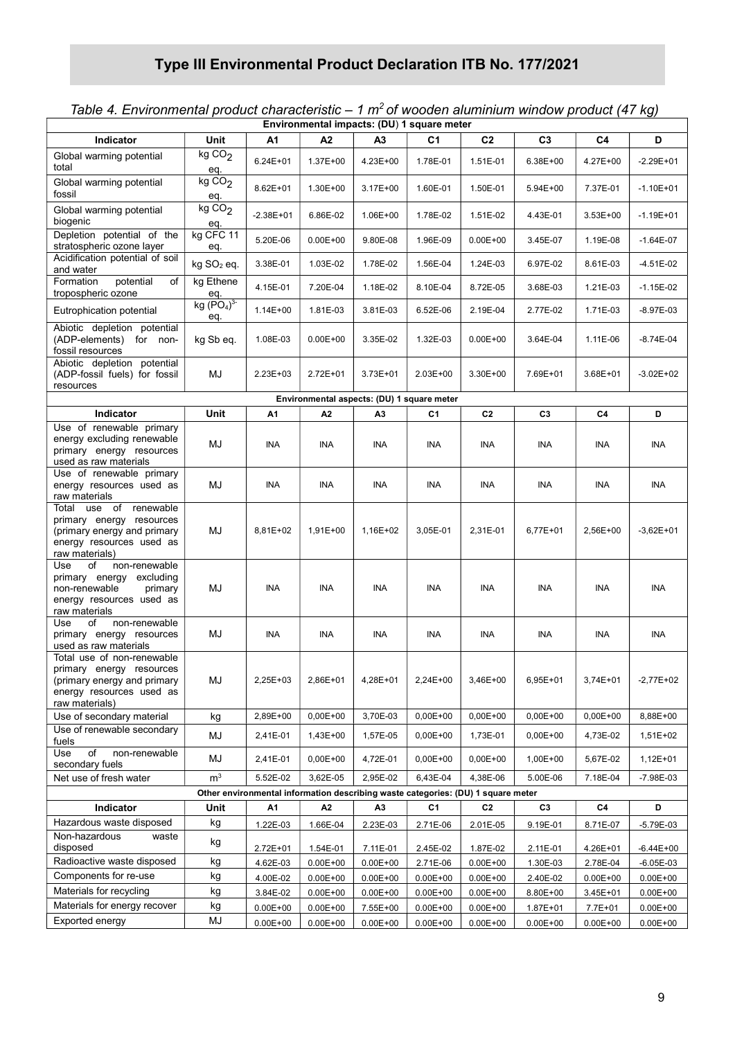# Type III Environmental Product Declaration ITB No. 177/2021

*Table 4. Environmental product characteristic – 1 $m^2$ of wooden aluminium window product (47 kg)*

| Environmental impacts: (DU) 1 square meter | | | | | | | | | |
|---|---|---|---|---|---|---|---|---|---|
| **Indicator** | **Unit** | **A1** | **A2** | **A3** | **C1** | **C2** | **C3** | **C4** | **D** |
| Global warming potential total | kg $CO_2$ eq. | 6.24E+01 | 1.37E+00 | 4.23E+00 | 1.78E-01 | 1.51E-01 | 6.38E+00 | 4.27E+00 | -2.29E+01 |
| Global warming potential fossil | kg $CO_2$ eq. | 8.62E+01 | 1.30E+00 | 3.17E+00 | 1.60E-01 | 1.50E-01 | 5.94E+00 | 7.37E-01 | -1.10E+01 |
| Global warming potential biogenic | kg $CO_2$ eq. | -2.38E+01 | 6.86E-02 | 1.06E+00 | 1.78E-02 | 1.51E-02 | 4.43E-01 | 3.53E+00 | -1.19E+01 |
| Depletion potential of the stratospheric ozone layer | kg CFC 11 eq. | 5.20E-06 | 0.00E+00 | 9.80E-08 | 1.96E-09 | 0.00E+00 | 3.45E-07 | 1.19E-08 | -1.64E-07 |
| Acidification potential of soil and water | kg $SO_2$ eq. | 3.38E-01 | 1.03E-02 | 1.78E-02 | 1.56E-04 | 1.24E-03 | 6.97E-02 | 8.61E-03 | -4.51E-02 |
| Formation potential of tropospheric ozone | kg Ethene eq. | 4.15E-01 | 7.20E-04 | 1.18E-02 | 8.10E-04 | 8.72E-05 | 3.68E-03 | 1.21E-03 | -1.15E-02 |
| Eutrophication potential | kg $(PO_4)^{3-}$ eq. | 1.14E+00 | 1.81E-03 | 3.81E-03 | 6.52E-06 | 2.19E-04 | 2.77E-02 | 1.71E-03 | -8.97E-03 |
| Abiotic depletion potential (ADP-elements) for non-fossil resources | kg Sb eq. | 1.08E-03 | 0.00E+00 | 3.35E-02 | 1.32E-03 | 0.00E+00 | 3.64E-04 | 1.11E-06 | -8.74E-04 |
| Abiotic depletion potential (ADP-fossil fuels) for fossil resources | MJ | 2.23E+03 | 2.72E+01 | 3.73E+01 | 2.03E+00 | 3.30E+00 | 7.69E+01 | 3.68E+01 | -3.02E+02 |
| **Environmental aspects: (DU) 1 square meter** | | | | | | | | | |
| **Indicator** | **Unit** | **A1** | **A2** | **A3** | **C1** | **C2** | **C3** | **C4** | **D** |
| Use of renewable primary energy excluding renewable primary energy resources used as raw materials | MJ | INA | INA | INA | INA | INA | INA | INA | INA |
| Use of renewable primary energy resources used as raw materials | MJ | INA | INA | INA | INA | INA | INA | INA | INA |
| Total use of renewable primary energy resources (primary energy and primary energy resources used as raw materials) | MJ | 8,81E+02 | 1,91E+00 | 1,16E+02 | 3,05E-01 | 2,31E-01 | 6,77E+01 | 2,56E+00 | -3,62E+01 |
| Use of non-renewable primary energy excluding non-renewable primary energy resources used as raw materials | MJ | INA | INA | INA | INA | INA | INA | INA | INA |
| Use of non-renewable primary energy resources used as raw materials | MJ | INA | INA | INA | INA | INA | INA | INA | INA |
| Total use of non-renewable primary energy resources (primary energy and primary energy resources used as raw materials) | MJ | 2,25E+03 | 2,86E+01 | 4,28E+01 | 2,24E+00 | 3,46E+00 | 6,95E+01 | 3,74E+01 | -2,77E+02 |
| Use of secondary material | kg | 2,89E+00 | 0,00E+00 | 3,70E-03 | 0,00E+00 | 0,00E+00 | 0,00E+00 | 0,00E+00 | 8,88E+00 |
| Use of renewable secondary fuels | MJ | 2,41E-01 | 1,43E+00 | 1,57E-05 | 0,00E+00 | 1,73E-01 | 0,00E+00 | 4,73E-02 | 1,51E+02 |
| Use of non-renewable secondary fuels | MJ | 2,41E-01 | 0,00E+00 | 4,72E-01 | 0,00E+00 | 0,00E+00 | 1,00E+00 | 5,67E-02 | 1,12E+01 |
| Net use of fresh water | $m^3$ | 5.52E-02 | 3,62E-05 | 2,95E-02 | 6,43E-04 | 4,38E-06 | 5.00E-06 | 7.18E-04 | -7.98E-03 |
| **Other environmental information describing waste categories: (DU) 1 square meter** | | | | | | | | | |
| **Indicator** | **Unit** | **A1** | **A2** | **A3** | **C1** | **C2** | **C3** | **C4** | **D** |
| Hazardous waste disposed | kg | 1.22E-03 | 1.66E-04 | 2.23E-03 | 2.71E-06 | 2.01E-05 | 9.19E-01 | 8.71E-07 | -5.79E-03 |
| Non-hazardous waste disposed | kg | 2.72E+01 | 1.54E-01 | 7.11E-01 | 2.45E-02 | 1.87E-02 | 2.11E-01 | 4.26E+01 | -6.44E+00 |
| Radioactive waste disposed | kg | 4.62E-03 | 0.00E+00 | 0.00E+00 | 2.71E-06 | 0.00E+00 | 1.30E-03 | 2.78E-04 | -6.05E-03 |
| Components for re-use | kg | 4.00E-02 | 0.00E+00 | 0.00E+00 | 0.00E+00 | 0.00E+00 | 2.40E-02 | 0.00E+00 | 0.00E+00 |
| Materials for recycling | kg | 3.84E-02 | 0.00E+00 | 0.00E+00 | 0.00E+00 | 0.00E+00 | 8.80E+00 | 3.45E+01 | 0.00E+00 |
| Materials for energy recover | kg | 0.00E+00 | 0.00E+00 | 7.55E+00 | 0.00E+00 | 0.00E+00 | 1.87E+01 | 7.7E+01 | 0.00E+00 |
| Exported energy | MJ | 0.00E+00 | 0.00E+00 | 0.00E+00 | 0.00E+00 | 0.00E+00 | 0.00E+00 | 0.00E+00 | 0.00E+00 |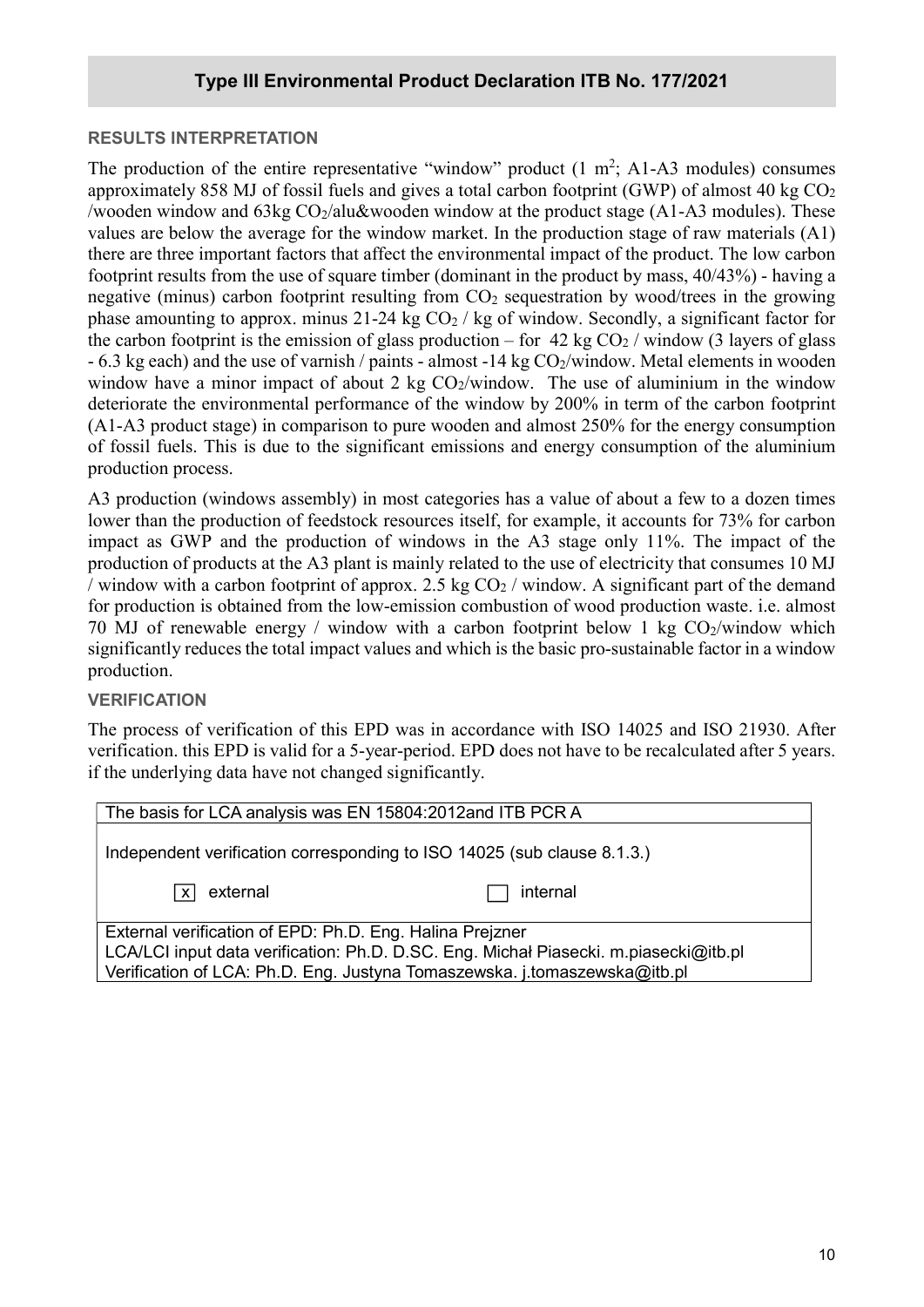## RESULTS INTERPRETATION

The production of the entire representative "window" product (1 $m^2$; A1-A3 modules) consumes approximately 858 MJ of fossil fuels and gives a total carbon footprint (GWP) of almost 40 kg $CO_2$ /wooden window and 63kg $CO_2$/alu&wooden window at the product stage (A1-A3 modules). These values are below the average for the window market. In the production stage of raw materials (A1) there are three important factors that affect the environmental impact of the product. The low carbon footprint results from the use of square timber (dominant in the product by mass, 40/43%) - having a negative (minus) carbon footprint resulting from $CO_2$ sequestration by wood/trees in the growing phase amounting to approx. minus 21-24 kg $CO_2$ / kg of window. Secondly, a significant factor for the carbon footprint is the emission of glass production – for 42 kg $CO_2$ / window (3 layers of glass - 6.3 kg each) and the use of varnish / paints - almost -14 kg $CO_2$/window. Metal elements in wooden window have a minor impact of about 2 kg $CO_2$/window. The use of aluminium in the window deteriorate the environmental performance of the window by 200% in term of the carbon footprint (A1-A3 product stage) in comparison to pure wooden and almost 250% for the energy consumption of fossil fuels. This is due to the significant emissions and energy consumption of the aluminium production process.

A3 production (windows assembly) in most categories has a value of about a few to a dozen times lower than the production of feedstock resources itself, for example, it accounts for 73% for carbon impact as GWP and the production of windows in the A3 stage only 11%. The impact of the production of products at the A3 plant is mainly related to the use of electricity that consumes 10 MJ / window with a carbon footprint of approx. 2.5 kg $CO_2$ / window. A significant part of the demand for production is obtained from the low-emission combustion of wood production waste. i.e. almost 70 MJ of renewable energy / window with a carbon footprint below 1 kg $CO_2$/window which significantly reduces the total impact values and which is the basic pro-sustainable factor in a window production.

## VERIFICATION

The process of verification of this EPD was in accordance with ISO 14025 and ISO 21930. After verification. this EPD is valid for a 5-year-period. EPD does not have to be recalculated after 5 years. if the underlying data have not changed significantly.

| The basis for LCA analysis was EN 15804:2012and ITB PCR A | |
|---|---|
| Independent verification corresponding to ISO 14025 (sub clause 8.1.3.) | |
| [x] external | [ ] internal |
| External verification of EPD: Ph.D. Eng. Halina Prejzner<br>LCA/LCI input data verification: Ph.D. D.SC. Eng. Michał Piasecki. m.piasecki@itb.pl<br>Verification of LCA: Ph.D. Eng. Justyna Tomaszewska. j.tomaszewska@itb.pl | |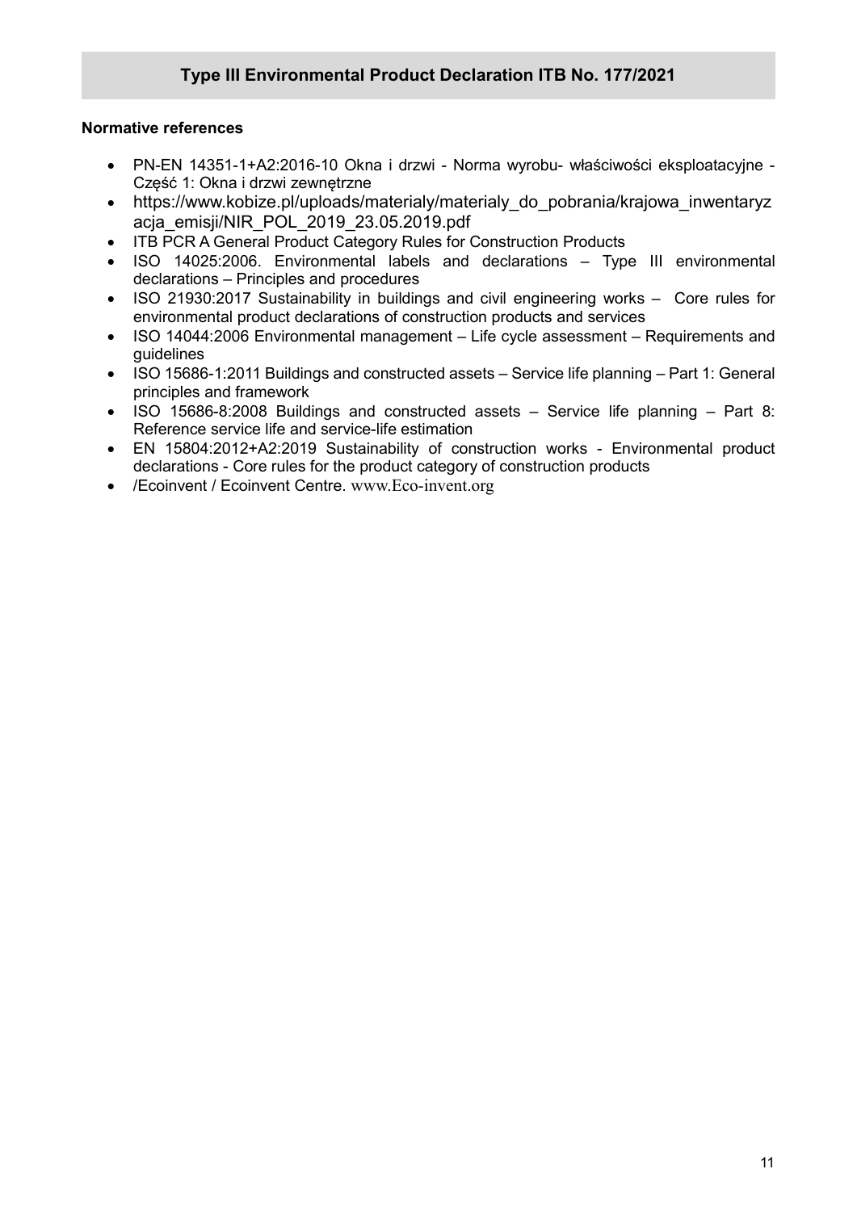## Type III Environmental Product Declaration ITB No. 177/2021

**Normative references**

- PN-EN 14351-1+A2:2016-10 Okna i drzwi - Norma wyrobu- właściwości eksploatacyjne - Część 1: Okna i drzwi zewnętrzne
- https://www.kobize.pl/uploads/materialy/materialy_do_pobrania/krajowa_inwentaryzacja_emisji/NIR_POL_2019_23.05.2019.pdf
- ITB PCR A General Product Category Rules for Construction Products
- ISO 14025:2006. Environmental labels and declarations – Type III environmental declarations – Principles and procedures
- ISO 21930:2017 Sustainability in buildings and civil engineering works – Core rules for environmental product declarations of construction products and services
- ISO 14044:2006 Environmental management – Life cycle assessment – Requirements and guidelines
- ISO 15686-1:2011 Buildings and constructed assets – Service life planning – Part 1: General principles and framework
- ISO 15686-8:2008 Buildings and constructed assets – Service life planning – Part 8: Reference service life and service-life estimation
- EN 15804:2012+A2:2019 Sustainability of construction works - Environmental product declarations - Core rules for the product category of construction products
- /Ecoinvent / Ecoinvent Centre. www.Eco-invent.org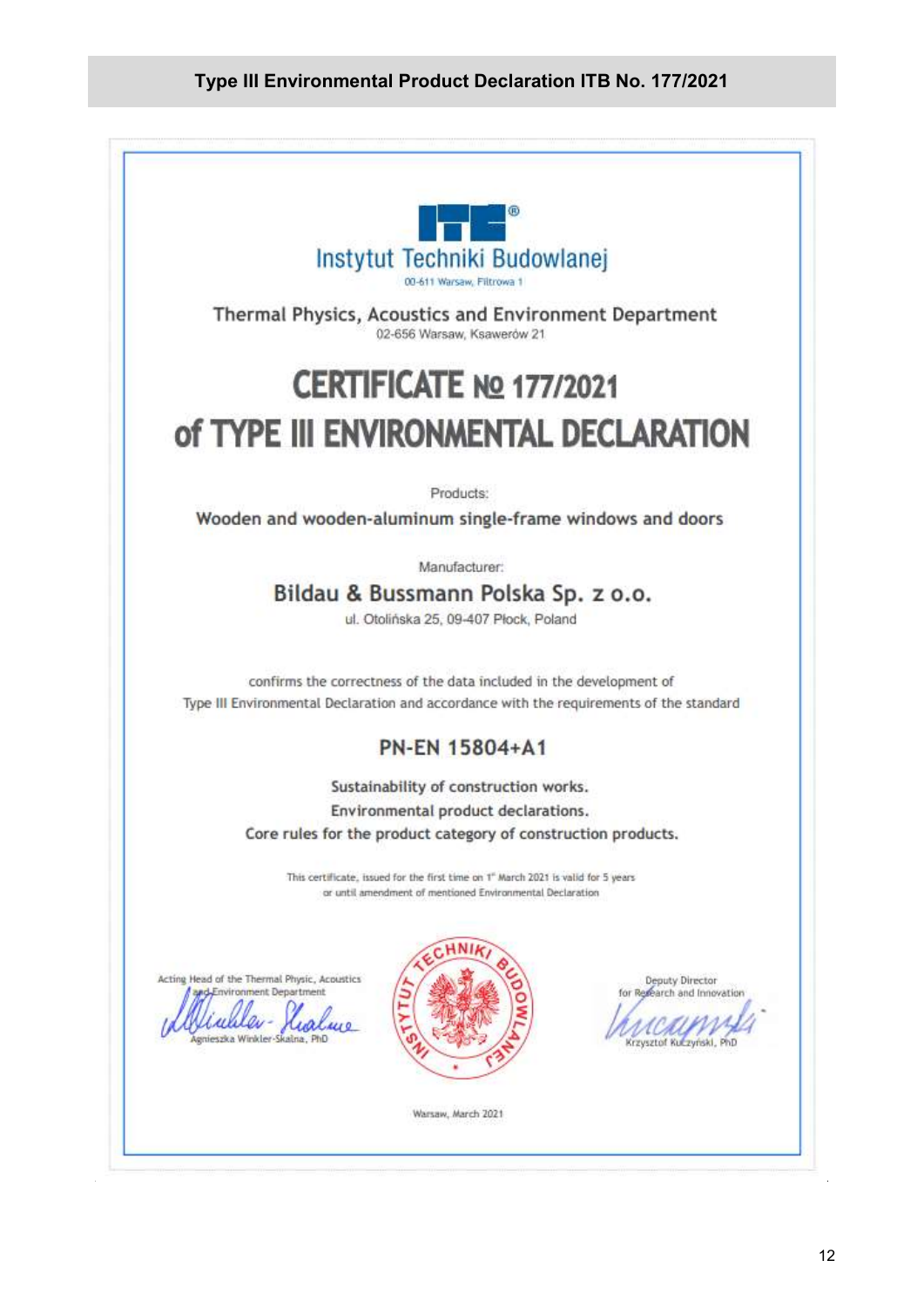Instytut Techniki Budowlanej

00-611 Warsaw, Filtrowa 1

Thermal Physics, Acoustics and Environment Department

02-656 Warsaw, Ksawerów 21

# CERTIFICATE № 177/2021

# of TYPE III ENVIRONMENTAL DECLARATION

Products:

**Wooden and wooden-aluminum single-frame windows and doors**

Manufacturer:

**Bildau & Bussmann Polska Sp. z o.o.**

ul. Otolińska 25, 09-407 Płock, Poland

confirms the correctness of the data included in the development of Type III Environmental Declaration and accordance with the requirements of the standard

## PN-EN 15804+A1

**Sustainability of construction works.**
**Environmental product declarations.**
**Core rules for the product category of construction products.**

This certificate, issued for the first time on 1st March 2021 is valid for 5 years or until amendment of mentioned Environmental Declaration

Acting Head of the Thermal Physic, Acoustics and Environment Department

Agnieszka Winkler-Skalna, PhD

INSTYTUT TECHNIKI BUDOWLANEJ

Deputy Director for Research and Innovation

Krzysztof Kuczyński, PhD

Warsaw, March 2021